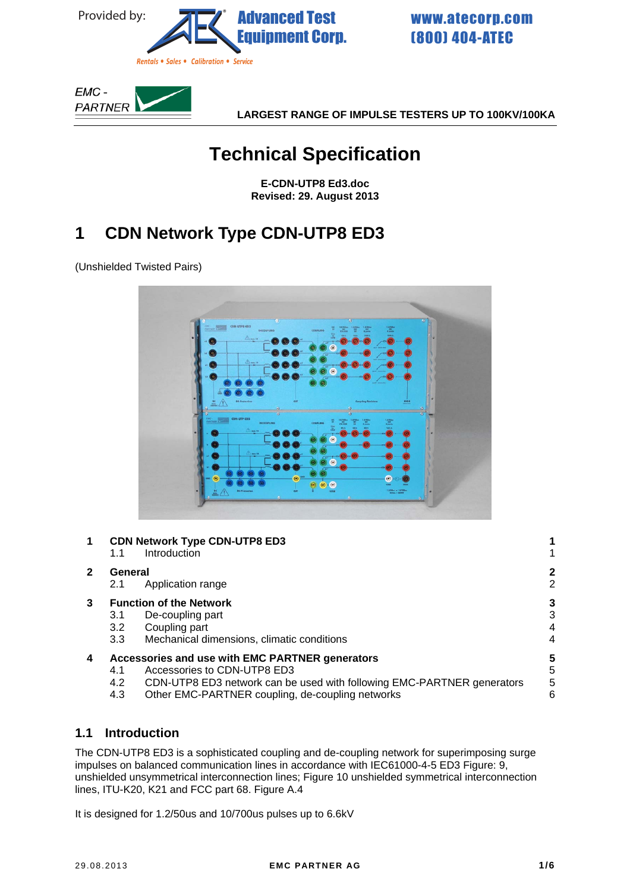Provided by: Advanced Test Equipment Corp.

Rentals • Sales • Calibration • Service

www.atecorp.com
(800) 404-ATEC

EMC - PARTNER

LARGEST RANGE OF IMPULSE TESTERS UP TO 100KV/100KA

# Technical Specification

**E-CDN-UTP8 Ed3.doc**
**Revised: 29. August 2013**

# 1 CDN Network Type CDN-UTP8 ED3

(Unshielded Twisted Pairs)

| | | |
|---|---|---|
| **1** | **CDN Network Type CDN-UTP8 ED3** | **1** |
| 1.1 | Introduction | 1 |
| **2** | **General** | **2** |
| 2.1 | Application range | 2 |
| **3** | **Function of the Network** | **3** |
| 3.1 | De-coupling part | 3 |
| 3.2 | Coupling part | 4 |
| 3.3 | Mechanical dimensions, climatic conditions | 4 |
| **4** | **Accessories and use with EMC PARTNER generators** | **5** |
| 4.1 | Accessories to CDN-UTP8 ED3 | 5 |
| 4.2 | CDN-UTP8 ED3 network can be used with following EMC-PARTNER generators | 5 |
| 4.3 | Other EMC-PARTNER coupling, de-coupling networks | 6 |

## 1.1 Introduction

The CDN-UTP8 ED3 is a sophisticated coupling and de-coupling network for superimposing surge impulses on balanced communication lines in accordance with IEC61000-4-5 ED3 Figure: 9, unshielded unsymmetrical interconnection lines; Figure 10 unshielded symmetrical interconnection lines, ITU-K20, K21 and FCC part 68. Figure A.4

It is designed for 1.2/50us and 10/700us pulses up to 6.6kV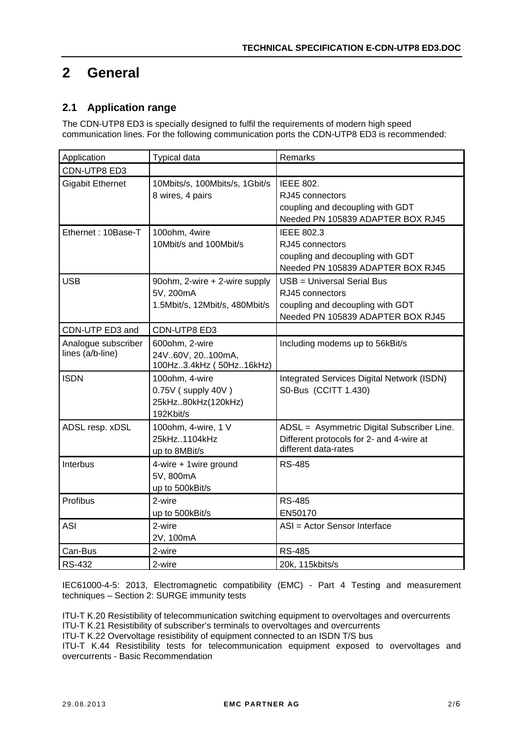# 2 General

## 2.1 Application range

The CDN-UTP8 ED3 is specially designed to fulfil the requirements of modern high speed communication lines. For the following communication ports the CDN-UTP8 ED3 is recommended:

| Application | Typical data | Remarks |
|---|---|---|
| CDN-UTP8 ED3 | | |
| Gigabit Ethernet | 10Mbits/s, 100Mbits/s, 1Gbit/s<br>8 wires, 4 pairs | IEEE 802.<br>RJ45 connectors<br>coupling and decoupling with GDT<br>Needed PN 105839 ADAPTER BOX RJ45 |
| Ethernet : 10Base-T | 100ohm, 4wire<br>10Mbit/s and 100Mbit/s | IEEE 802.3<br>RJ45 connectors<br>coupling and decoupling with GDT<br>Needed PN 105839 ADAPTER BOX RJ45 |
| USB | 90ohm, 2-wire + 2-wire supply<br>5V, 200mA<br>1.5Mbit/s, 12Mbit/s, 480Mbit/s | USB = Universal Serial Bus<br>RJ45 connectors<br>coupling and decoupling with GDT<br>Needed PN 105839 ADAPTER BOX RJ45 |
| CDN-UTP ED3 and | CDN-UTP8 ED3 | |
| Analogue subscriber lines (a/b-line) | 600ohm, 2-wire<br>24V..60V, 20..100mA,<br>100Hz..3.4kHz ( 50Hz..16kHz) | Including modems up to 56kBit/s |
| ISDN | 100ohm, 4-wire<br>0.75V ( supply 40V )<br>25kHz..80kHz(120kHz)<br>192Kbit/s | Integrated Services Digital Network (ISDN)<br>S0-Bus (CCITT 1.430) |
| ADSL resp. xDSL | 100ohm, 4-wire, 1 V<br>25kHz..1104kHz<br>up to 8MBit/s | ADSL = Asymmetric Digital Subscriber Line.<br>Different protocols for 2- and 4-wire at different data-rates |
| Interbus | 4-wire + 1wire ground<br>5V, 800mA<br>up to 500kBit/s | RS-485 |
| Profibus | 2-wire<br>up to 500kBit/s | RS-485<br>EN50170 |
| ASI | 2-wire<br>2V, 100mA | ASI = Actor Sensor Interface |
| Can-Bus | 2-wire | RS-485 |
| RS-432 | 2-wire | 20k, 115kbits/s |

IEC61000-4-5: 2013, Electromagnetic compatibility (EMC) - Part 4 Testing and measurement techniques – Section 2: SURGE immunity tests

ITU-T K.20 Resistibility of telecommunication switching equipment to overvoltages and overcurrents
ITU-T K.21 Resistibility of subscriber's terminals to overvoltages and overcurrents
ITU-T K.22 Overvoltage resistibility of equipment connected to an ISDN T/S bus
ITU-T K.44 Resistibility tests for telecommunication equipment exposed to overvoltages and overcurrents - Basic Recommendation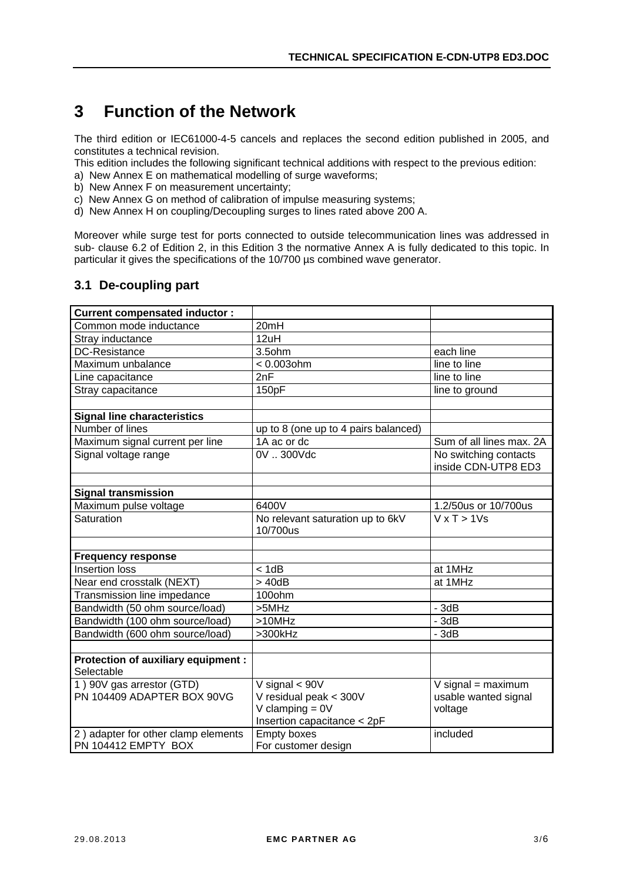# 3 Function of the Network

The third edition or IEC61000-4-5 cancels and replaces the second edition published in 2005, and constitutes a technical revision.
This edition includes the following significant technical additions with respect to the previous edition:

a) New Annex E on mathematical modelling of surge waveforms;
b) New Annex F on measurement uncertainty;
c) New Annex G on method of calibration of impulse measuring systems;
d) New Annex H on coupling/Decoupling surges to lines rated above 200 A.

Moreover while surge test for ports connected to outside telecommunication lines was addressed in sub- clause 6.2 of Edition 2, in this Edition 3 the normative Annex A is fully dedicated to this topic. In particular it gives the specifications of the 10/700 µs combined wave generator.

## 3.1 De-coupling part

| **Current compensated inductor :** | | |
|---|---|---|
| Common mode inductance | 20mH | |
| Stray inductance | 12uH | |
| DC-Resistance | 3.5ohm | each line |
| Maximum unbalance | < 0.003ohm | line to line |
| Line capacitance | 2nF | line to line |
| Stray capacitance | 150pF | line to ground |
| | | |
| **Signal line characteristics** | | |
| Number of lines | up to 8 (one up to 4 pairs balanced) | |
| Maximum signal current per line | 1A ac or dc | Sum of all lines max. 2A |
| Signal voltage range | 0V .. 300Vdc | No switching contacts inside CDN-UTP8 ED3 |
| | | |
| **Signal transmission** | | |
| Maximum pulse voltage | 6400V | 1.2/50us or 10/700us |
| Saturation | No relevant saturation up to 6kV 10/700us | V x T > 1Vs |
| | | |
| **Frequency response** | | |
| Insertion loss | < 1dB | at 1MHz |
| Near end crosstalk (NEXT) | > 40dB | at 1MHz |
| Transmission line impedance | 100ohm | |
| Bandwidth (50 ohm source/load) | >5MHz | - 3dB |
| Bandwidth (100 ohm source/load) | >10MHz | - 3dB |
| Bandwidth (600 ohm source/load) | >300kHz | - 3dB |
| | | |
| **Protection of auxiliary equipment :** Selectable | | |
| 1 ) 90V gas arrestor (GTD) PN 104409 ADAPTER BOX 90VG | V signal < 90V V residual peak < 300V V clamping = 0V Insertion capacitance < 2pF | V signal = maximum usable wanted signal voltage |
| 2 ) adapter for other clamp elements PN 104412 EMPTY BOX | Empty boxes For customer design | included |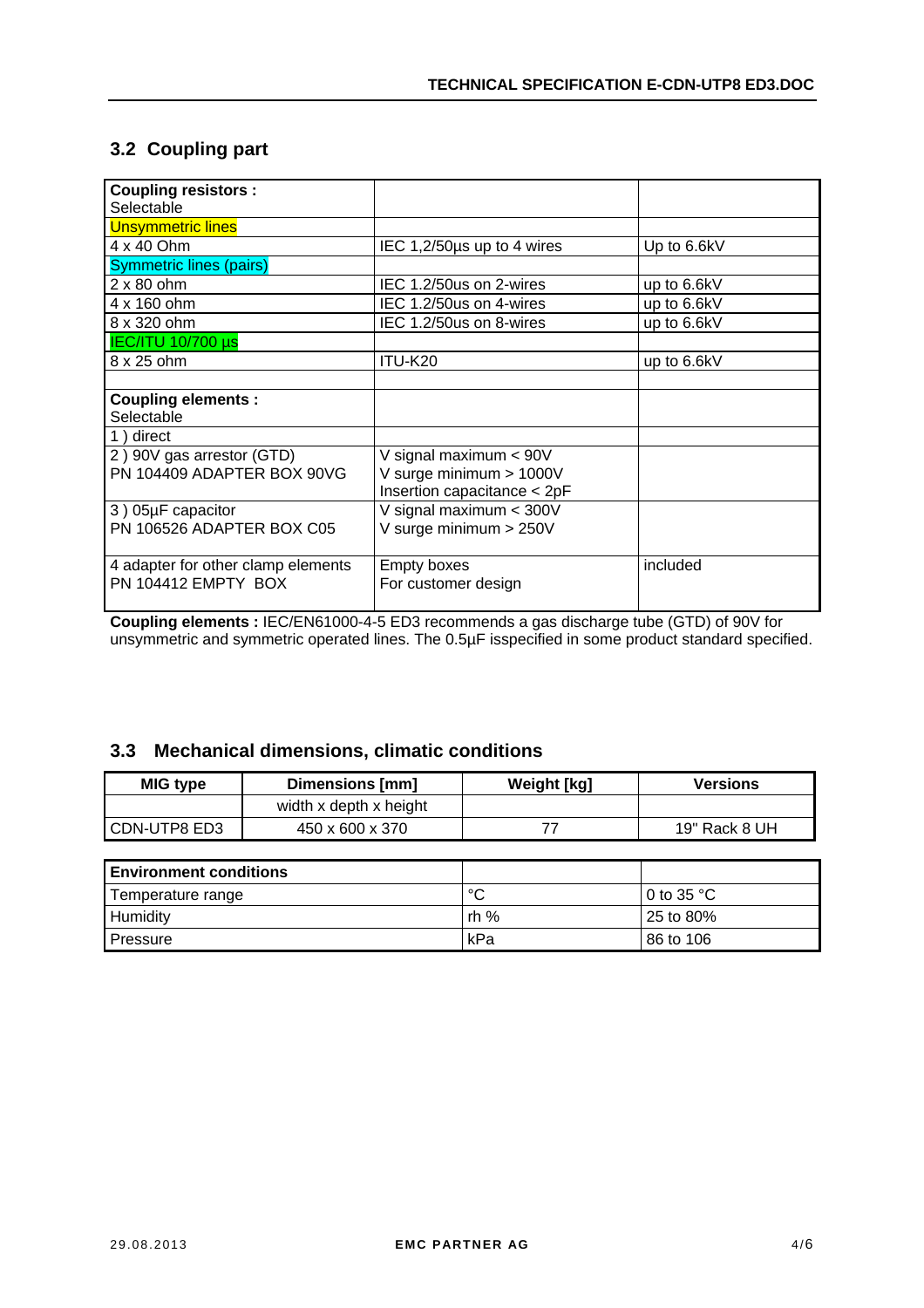## 3.2 Coupling part

| **Coupling resistors :** Selectable | | |
|---|---|---|
| Unsymmetric lines | | |
| 4 x 40 Ohm | IEC 1,2/50µs up to 4 wires | Up to 6.6kV |
| Symmetric lines (pairs) | | |
| 2 x 80 ohm | IEC 1.2/50us on 2-wires | up to 6.6kV |
| 4 x 160 ohm | IEC 1.2/50us on 4-wires | up to 6.6kV |
| 8 x 320 ohm | IEC 1.2/50us on 8-wires | up to 6.6kV |
| IEC/ITU 10/700 µs | | |
| 8 x 25 ohm | ITU-K20 | up to 6.6kV |
| | | |
| **Coupling elements :** Selectable | | |
| 1 ) direct | | |
| 2 ) 90V gas arrestor (GTD) PN 104409 ADAPTER BOX 90VG | V signal maximum < 90V V surge minimum > 1000V Insertion capacitance < 2pF | |
| 3 ) 05µF capacitor PN 106526 ADAPTER BOX C05 | V signal maximum < 300V V surge minimum > 250V | |
| 4 adapter for other clamp elements PN 104412 EMPTY BOX | Empty boxes For customer design | included |

**Coupling elements :** IEC/EN61000-4-5 ED3 recommends a gas discharge tube (GTD) of 90V for unsymmetric and symmetric operated lines. The 0.5µF isspecified in some product standard specified.

## 3.3 Mechanical dimensions, climatic conditions

| MIG type | Dimensions [mm] | Weight [kg] | Versions |
|---|---|---|---|
| | width x depth x height | | |
| CDN-UTP8 ED3 | 450 x 600 x 370 | 77 | 19" Rack 8 UH |

| **Environment conditions** | | |
|---|---|---|
| Temperature range | °C | 0 to 35 °C |
| Humidity | rh % | 25 to 80% |
| Pressure | kPa | 86 to 106 |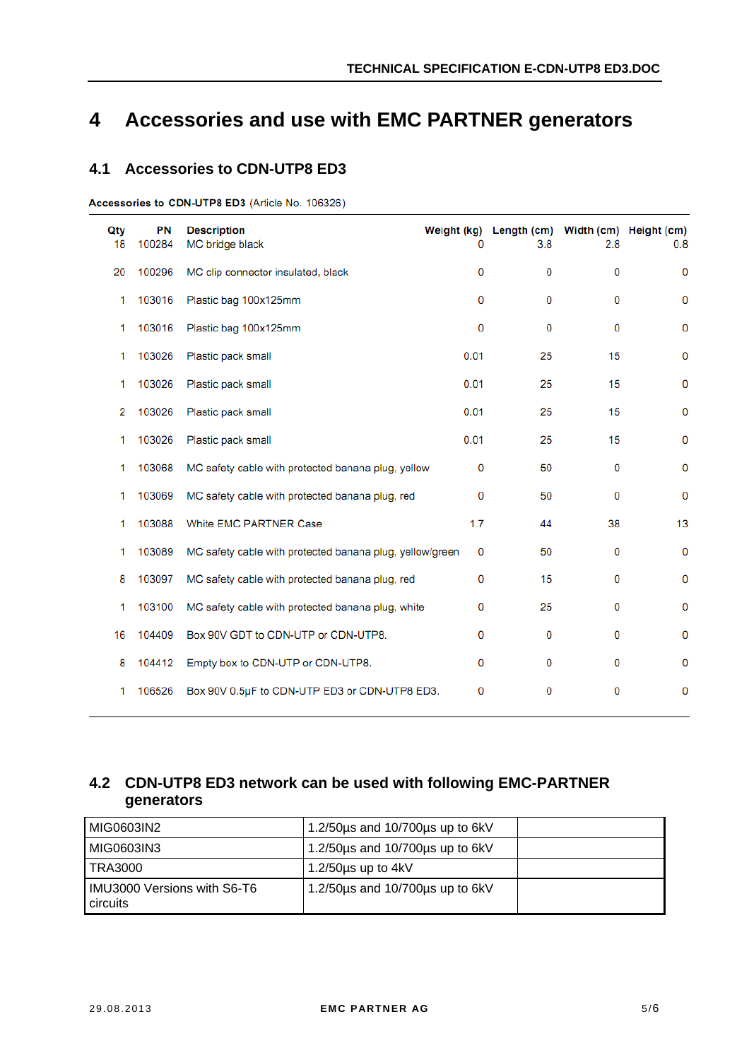# 4 Accessories and use with EMC PARTNER generators

## 4.1 Accessories to CDN-UTP8 ED3

**Accessories to CDN-UTP8 ED3** (Article No. 106326)

| Qty | PN | Description | Weight (kg) | Length (cm) | Width (cm) | Height (cm) |
|---|---|---|---|---|---|---|
| 18 | 100284 | MC bridge black | 0 | 3.8 | 2.8 | 0.8 |
| 20 | 100296 | MC clip connector insulated, black | 0 | 0 | 0 | 0 |
| 1 | 103016 | Plastic bag 100x125mm | 0 | 0 | 0 | 0 |
| 1 | 103016 | Plastic bag 100x125mm | 0 | 0 | 0 | 0 |
| 1 | 103026 | Plastic pack small | 0.01 | 25 | 15 | 0 |
| 1 | 103026 | Plastic pack small | 0.01 | 25 | 15 | 0 |
| 2 | 103026 | Plastic pack small | 0.01 | 25 | 15 | 0 |
| 1 | 103026 | Plastic pack small | 0.01 | 25 | 15 | 0 |
| 1 | 103068 | MC safety cable with protected banana plug, yellow | 0 | 50 | 0 | 0 |
| 1 | 103069 | MC safety cable with protected banana plug, red | 0 | 50 | 0 | 0 |
| 1 | 103088 | White EMC PARTNER Case | 1.7 | 44 | 38 | 13 |
| 1 | 103089 | MC safety cable with protected banana plug, yellow/green | 0 | 50 | 0 | 0 |
| 8 | 103097 | MC safety cable with protected banana plug, red | 0 | 15 | 0 | 0 |
| 1 | 103100 | MC safety cable with protected banana plug, white | 0 | 25 | 0 | 0 |
| 16 | 104409 | Box 90V GDT to CDN-UTP or CDN-UTP8. | 0 | 0 | 0 | 0 |
| 8 | 104412 | Empty box to CDN-UTP or CDN-UTP8. | 0 | 0 | 0 | 0 |
| 1 | 106526 | Box 90V 0.5µF to CDN-UTP ED3 or CDN-UTP8 ED3. | 0 | 0 | 0 | 0 |

## 4.2 CDN-UTP8 ED3 network can be used with following EMC-PARTNER generators

| | | |
|---|---|---|
| MIG0603IN2 | 1.2/50µs and 10/700µs up to 6kV | |
| MIG0603IN3 | 1.2/50µs and 10/700µs up to 6kV | |
| TRA3000 | 1.2/50µs up to 4kV | |
| IMU3000 Versions with S6-T6 circuits | 1.2/50µs and 10/700µs up to 6kV | |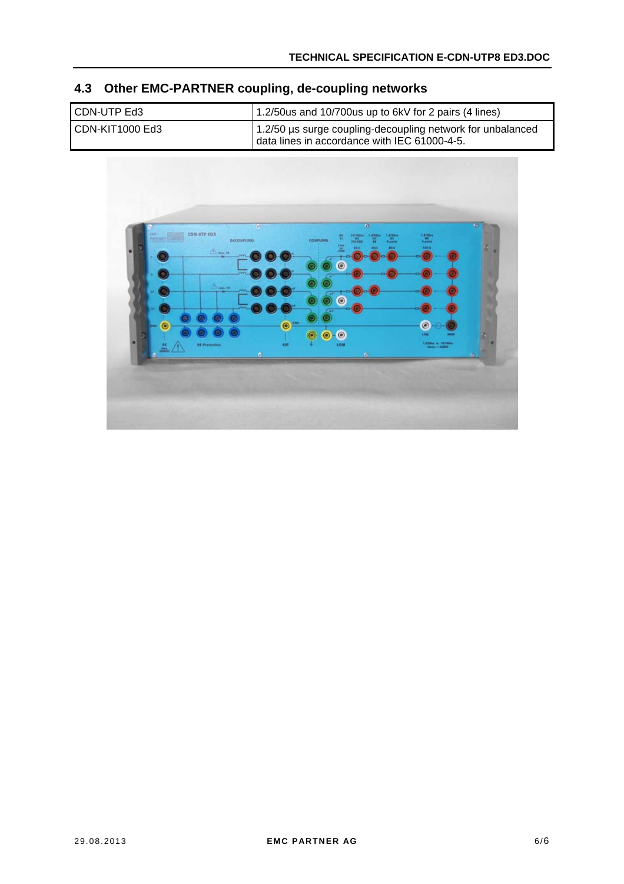## 4.3 Other EMC-PARTNER coupling, de-coupling networks

| | |
|---|---|
| CDN-UTP Ed3 | 1.2/50us and 10/700us up to 6kV for 2 pairs (4 lines) |
| CDN-KIT1000 Ed3 | 1.2/50 µs surge coupling-decoupling network for unbalanced data lines in accordance with IEC 61000-4-5. |